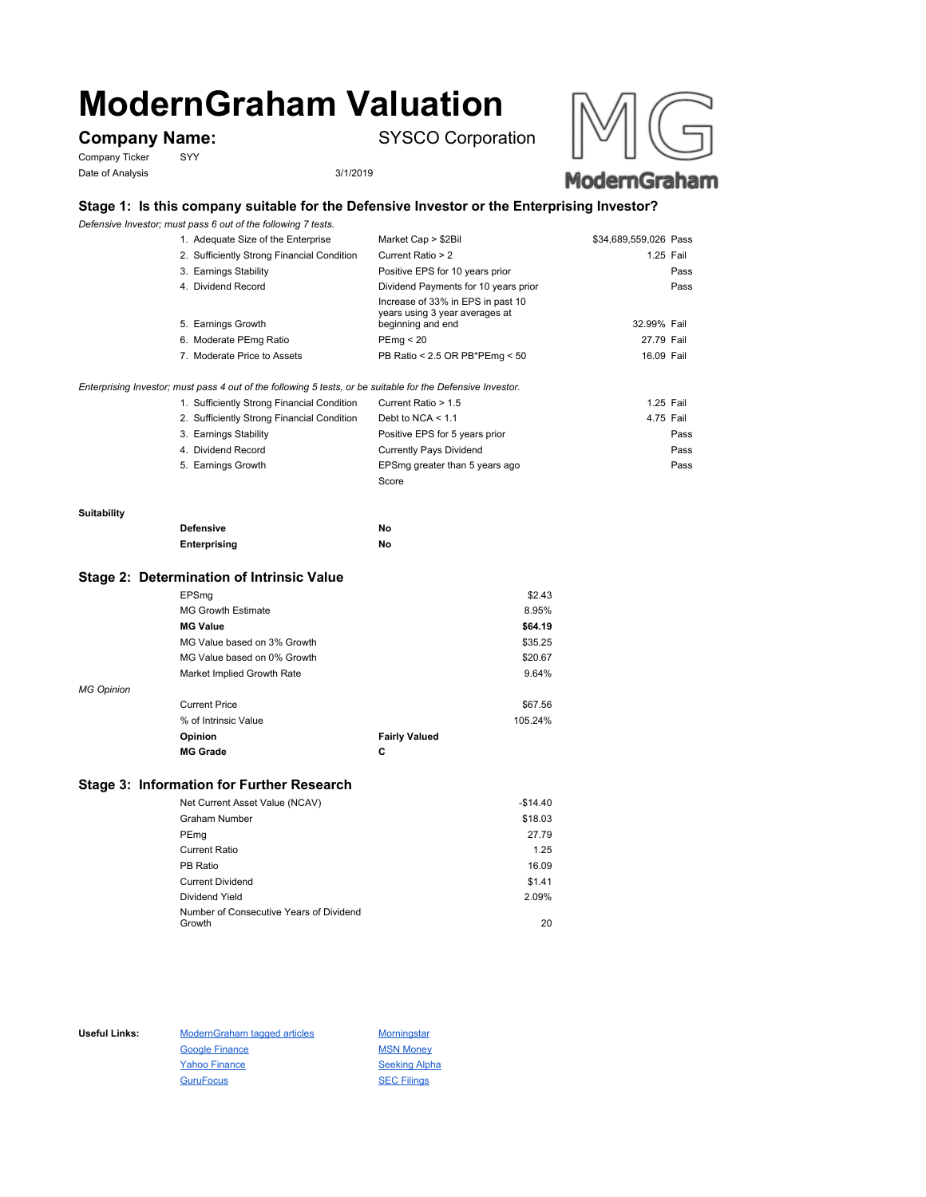# ModernGraham Valuation

**Company Name:** SYSCO Corporation

Company Ticker SYY

Date of Analysis 3/1/2019

## Stage 1: Is this company suitable for the Defensive Investor or the Enterprising Investor?

*Defensive Investor; must pass 6 out of the following 7 tests.*

| Test | Criterion | Value | Result |
|---|---|---|---|
| 1. Adequate Size of the Enterprise | Market Cap > $2Bil | $34,689,559,026 | Pass |
| 2. Sufficiently Strong Financial Condition | Current Ratio > 2 | 1.25 | Fail |
| 3. Earnings Stability | Positive EPS for 10 years prior | | Pass |
| 4. Dividend Record | Dividend Payments for 10 years prior | | Pass |
| 5. Earnings Growth | Increase of 33% in EPS in past 10 years using 3 year averages at beginning and end | 32.99% | Fail |
| 6. Moderate PEmg Ratio | PEmg < 20 | 27.79 | Fail |
| 7. Moderate Price to Assets | PB Ratio < 2.5 OR PB*PEmg < 50 | 16.09 | Fail |

*Enterprising Investor; must pass 4 out of the following 5 tests, or be suitable for the Defensive Investor.*

| Test | Criterion | Value | Result |
|---|---|---|---|
| 1. Sufficiently Strong Financial Condition | Current Ratio > 1.5 | 1.25 | Fail |
| 2. Sufficiently Strong Financial Condition | Debt to NCA < 1.1 | 4.75 | Fail |
| 3. Earnings Stability | Positive EPS for 5 years prior | | Pass |
| 4. Dividend Record | Currently Pays Dividend | | Pass |
| 5. Earnings Growth | EPSmg greater than 5 years ago | | Pass |
| | Score | | |

**Suitability**

| | |
|---|---|
| **Defensive** | **No** |
| **Enterprising** | **No** |

## Stage 2: Determination of Intrinsic Value

| | |
|---|---|
| EPSmg | $2.43 |
| MG Growth Estimate | 8.95% |
| **MG Value** | **$64.19** |
| MG Value based on 3% Growth | $35.25 |
| MG Value based on 0% Growth | $20.67 |
| Market Implied Growth Rate | 9.64% |

*MG Opinion*

| | |
|---|---|
| Current Price | $67.56 |
| % of Intrinsic Value | 105.24% |
| **Opinion** | **Fairly Valued** |
| **MG Grade** | **C** |

## Stage 3: Information for Further Research

| | |
|---|---|
| Net Current Asset Value (NCAV) | -$14.40 |
| Graham Number | $18.03 |
| PEmg | 27.79 |
| Current Ratio | 1.25 |
| PB Ratio | 16.09 |
| Current Dividend | $1.41 |
| Dividend Yield | 2.09% |
| Number of Consecutive Years of Dividend Growth | 20 |

**Useful Links:**

- ModernGraham tagged articles
- Google Finance
- Yahoo Finance
- GuruFocus
- Morningstar
- MSN Money
- Seeking Alpha
- SEC Filings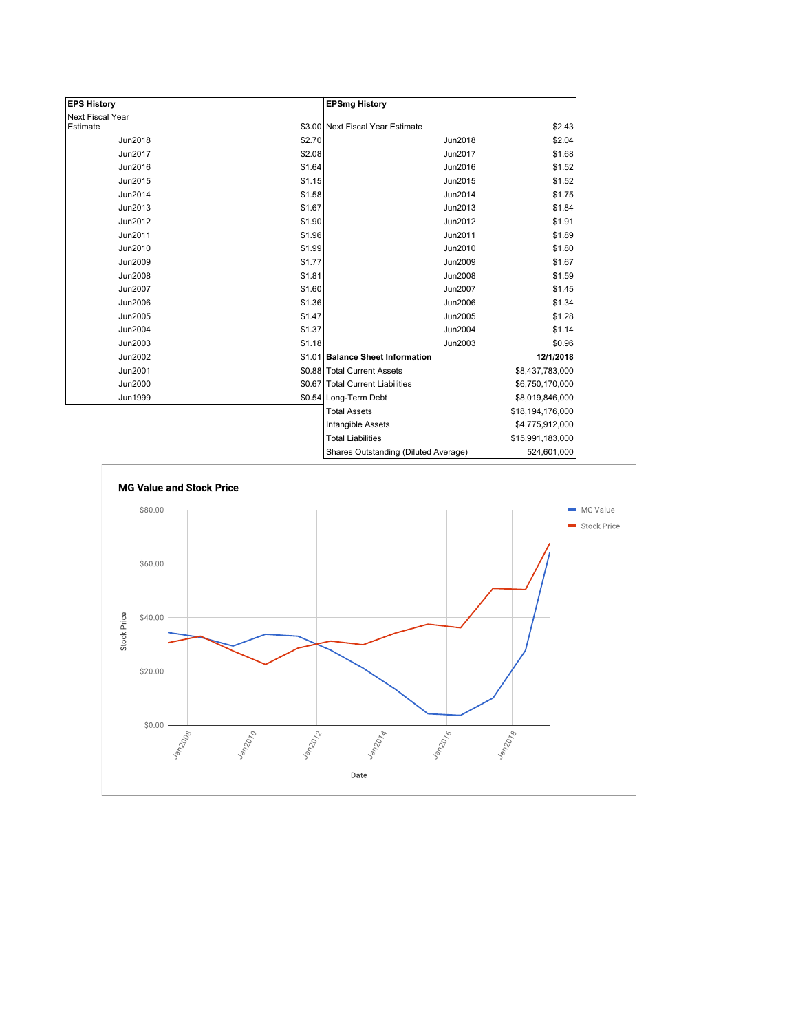| EPS History | |
|---|---|
| Next Fiscal Year Estimate | $3.00 |
| Jun2018 | $2.70 |
| Jun2017 | $2.08 |
| Jun2016 | $1.64 |
| Jun2015 | $1.15 |
| Jun2014 | $1.58 |
| Jun2013 | $1.67 |
| Jun2012 | $1.90 |
| Jun2011 | $1.96 |
| Jun2010 | $1.99 |
| Jun2009 | $1.77 |
| Jun2008 | $1.81 |
| Jun2007 | $1.60 |
| Jun2006 | $1.36 |
| Jun2005 | $1.47 |
| Jun2004 | $1.37 |
| Jun2003 | $1.18 |
| Jun2002 | $1.01 |
| Jun2001 | $0.88 |
| Jun2000 | $0.67 |
| Jun1999 | $0.54 |

| EPSmg History | |
|---|---|
| Next Fiscal Year Estimate | $2.43 |
| Jun2018 | $2.04 |
| Jun2017 | $1.68 |
| Jun2016 | $1.52 |
| Jun2015 | $1.52 |
| Jun2014 | $1.75 |
| Jun2013 | $1.84 |
| Jun2012 | $1.91 |
| Jun2011 | $1.89 |
| Jun2010 | $1.80 |
| Jun2009 | $1.67 |
| Jun2008 | $1.59 |
| Jun2007 | $1.45 |
| Jun2006 | $1.34 |
| Jun2005 | $1.28 |
| Jun2004 | $1.14 |
| Jun2003 | $0.96 |

| Balance Sheet Information | 12/1/2018 |
|---|---|
| Total Current Assets | $8,437,783,000 |
| Total Current Liabilities | $6,750,170,000 |
| Long-Term Debt | $8,019,846,000 |
| Total Assets | $18,194,176,000 |
| Intangible Assets | $4,775,912,000 |
| Total Liabilities | $15,991,183,000 |
| Shares Outstanding (Diluted Average) | 524,601,000 |

**MG Value and Stock Price**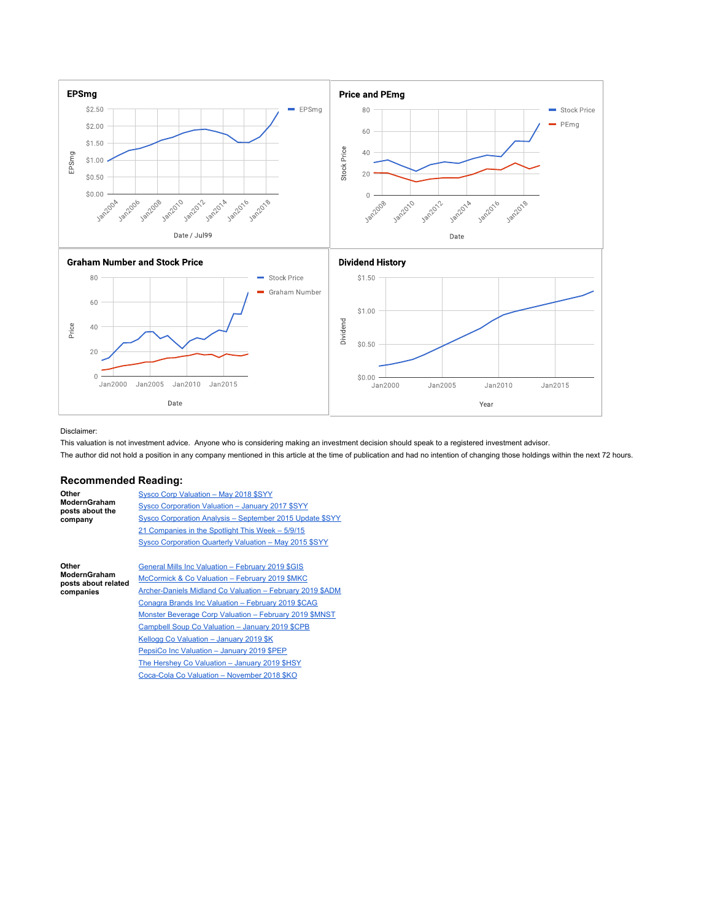**EPSmg**

$2.50
$2.00
$1.50
$1.00
$0.50
$0.00

EPSmg

Jan2004 Jan2006 Jan2008 Jan2010 Jan2012 Jan2014 Jan2016 Jan2018

Date / Jul99

EPSmg

**Price and PEmg**

80
60
40
20
0

Stock Price

Jan2008 Jan2010 Jan2012 Jan2014 Jan2016 Jan2018

Date

Stock Price
PEmg

**Graham Number and Stock Price**

80
60
40
20
0

Price

Jan2000 Jan2005 Jan2010 Jan2015

Date

Stock Price
Graham Number

**Dividend History**

$1.50
$1.00
$0.50
$0.00

Dividend

Jan2000 Jan2005 Jan2010 Jan2015

Year

Disclaimer:

This valuation is not investment advice. Anyone who is considering making an investment decision should speak to a registered investment advisor.

The author did not hold a position in any company mentioned in this article at the time of publication and had no intention of changing those holdings within the next 72 hours.

## Recommended Reading:

**Other ModernGraham posts about the company**

- Sysco Corp Valuation – May 2018 $SYY
- Sysco Corporation Valuation – January 2017 $SYY
- Sysco Corporation Analysis – September 2015 Update $SYY
- 21 Companies in the Spotlight This Week – 5/9/15
- Sysco Corporation Quarterly Valuation – May 2015 $SYY

**Other ModernGraham posts about related companies**

- General Mills Inc Valuation – February 2019 $GIS
- McCormick & Co Valuation – February 2019 $MKC
- Archer-Daniels Midland Co Valuation – February 2019 $ADM
- Conagra Brands Inc Valuation – February 2019 $CAG
- Monster Beverage Corp Valuation – February 2019 $MNST
- Campbell Soup Co Valuation – January 2019 $CPB
- Kellogg Co Valuation – January 2019 $K
- PepsiCo Inc Valuation – January 2019 $PEP
- The Hershey Co Valuation – January 2019 $HSY
- Coca-Cola Co Valuation – November 2018 $KO